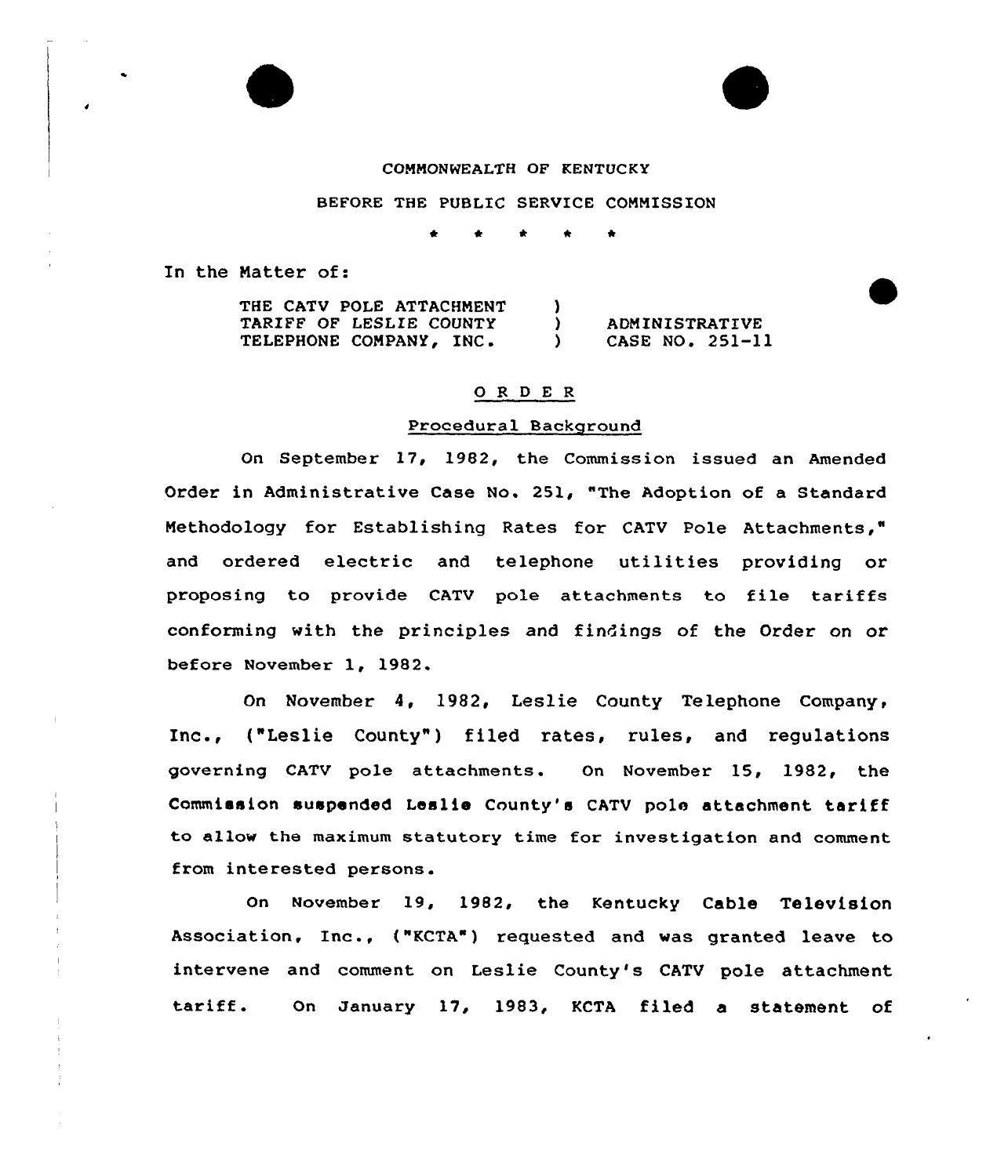COMMONWEALTH OF KENTUCKY

BEFORE THE PUBLIC SERVICE COMMISSION

\* \* \* \* \*

In the Matter of:

| | | |
|---|---|---|
| THE CATV POLE ATTACHMENT TARIFF OF LESLIE COUNTY TELEPHONE COMPANY, INC. | ) ) ) | ADMINISTRATIVE CASE NO. 251-11 |

## ORDER

### Procedural Background

On September 17, 1982, the Commission issued an Amended Order in Administrative Case No. 251, "The Adoption of a Standard Methodology for Establishing Rates for CATV Pole Attachments," and ordered electric and telephone utilities providing or proposing to provide CATV pole attachments to file tariffs conforming with the principles and findings of the Order on or before November 1, 1982.

On November 4, 1982, Leslie County Telephone Company, Inc., ("Leslie County") filed rates, rules, and regulations governing CATV pole attachments. On November 15, 1982, the Commission suspended Leslie County's CATV pole attachment tariff to allow the maximum statutory time for investigation and comment from interested persons.

On November 19, 1982, the Kentucky Cable Television Association, Inc., ("KCTA") requested and was granted leave to intervene and comment on Leslie County's CATV pole attachment tariff. On January 17, 1983, KCTA filed a statement of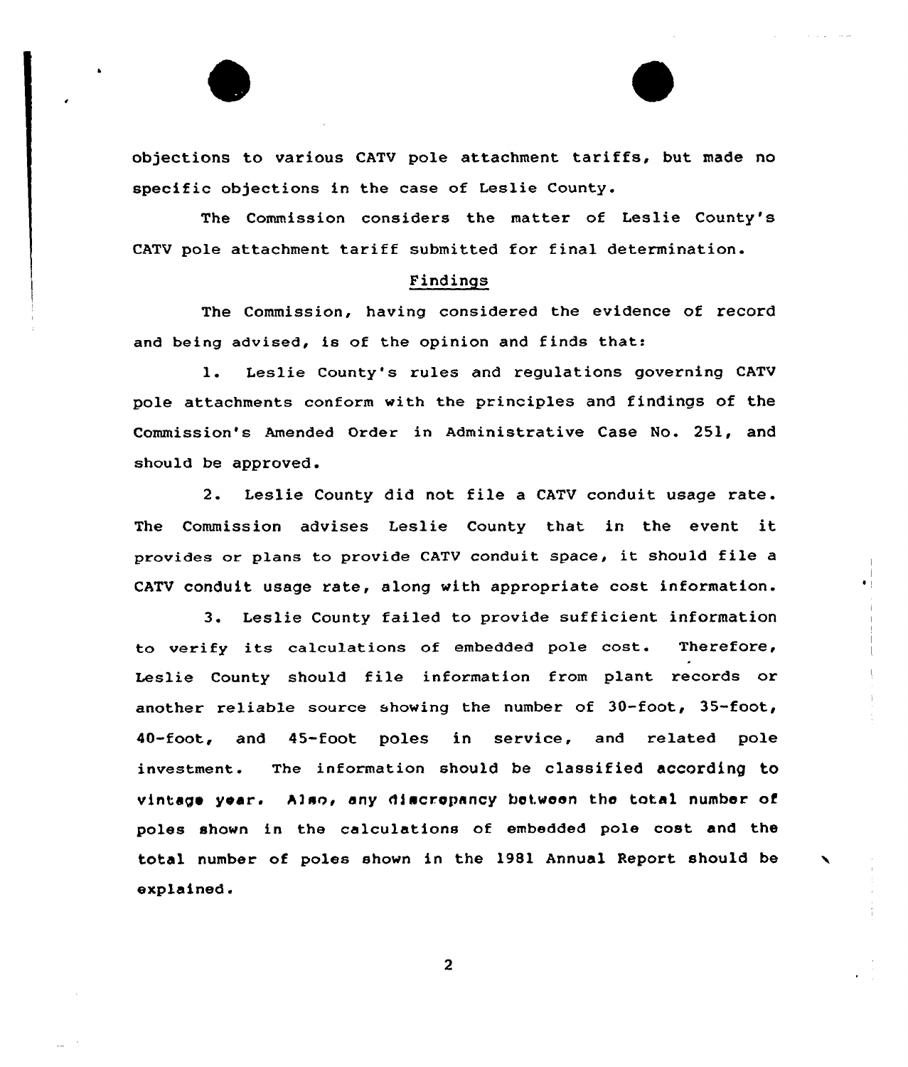objections to various CATV pole attachment tariffs, but made no specific objections in the case of Leslie County.

The Commission considers the matter of Leslie County's CATV pole attachment tariff submitted for final determination.

## Findings

The Commission, having considered the evidence of record and being advised, is of the opinion and finds that:

1. Leslie County's rules and regulations governing CATV pole attachments conform with the principles and findings of the Commission's Amended Order in Administrative Case No. 251, and should be approved.

2. Leslie County did not file a CATV conduit usage rate. The Commission advises Leslie County that in the event it provides or plans to provide CATV conduit space, it should file a CATV conduit usage rate, along with appropriate cost information.

3. Leslie County failed to provide sufficient information to verify its calculations of embedded pole cost. Therefore, Leslie County should file information from plant records or another reliable source showing the number of 30-foot, 35-foot, 40-foot, and 45-foot poles in service, and related pole investment. The information should be classified according to vintage year. Also, any discrepancy between the total number of poles shown in the calculations of embedded pole cost and the total number of poles shown in the 1981 Annual Report should be explained.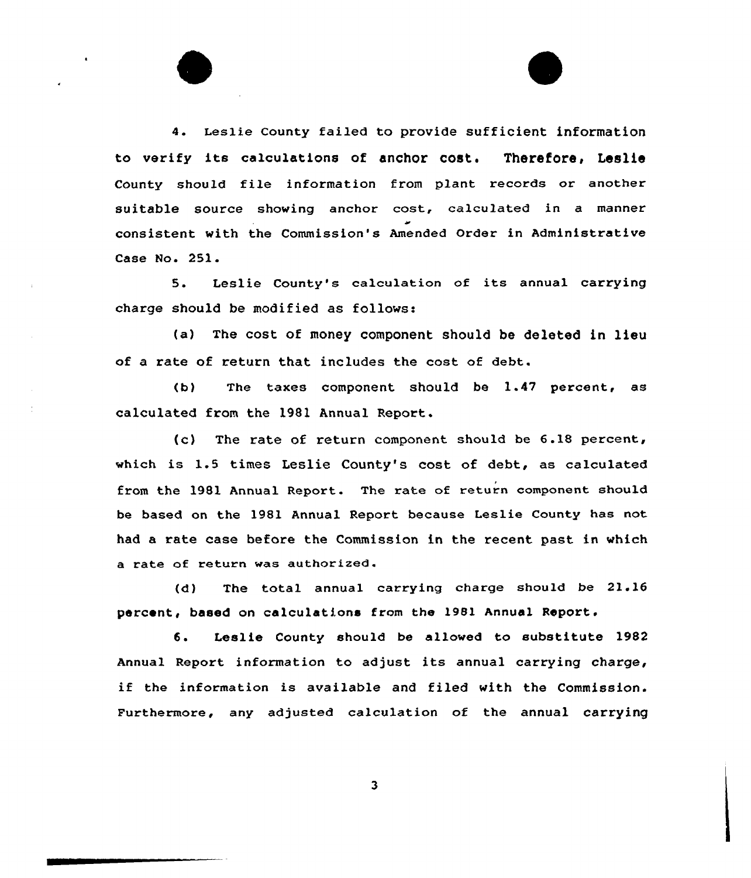4. Leslie County failed to provide sufficient information to verify its calculations of anchor cost. Therefore, Leslie County should file information from plant records or another suitable source showing anchor cost, calculated in a manner consistent with the Commission's Amended Order in Administrative Case No. 251.

5. Leslie County's calculation of its annual carrying charge should be modified as follows:

(a) The cost of money component should be deleted in lieu of a rate of return that includes the cost of debt.

(b) The taxes component should be 1.47 percent, as calculated from the 1981 Annual Report.

(c) The rate of return component should be 6.18 percent, which is 1.5 times Leslie County's cost of debt, as calculated from the 1981 Annual Report. The rate of return component should be based on the 1981 Annual Report because Leslie County has not had a rate case before the Commission in the recent past in which a rate of return was authorized.

(d) The total annual carrying charge should be 21.16 percent, based on calculations from the 1981 Annual Report.

6. Leslie County should be allowed to substitute 1982 Annual Report information to adjust its annual carrying charge, if the information is available and filed with the Commission. Furthermore, any adjusted calculation of the annual carrying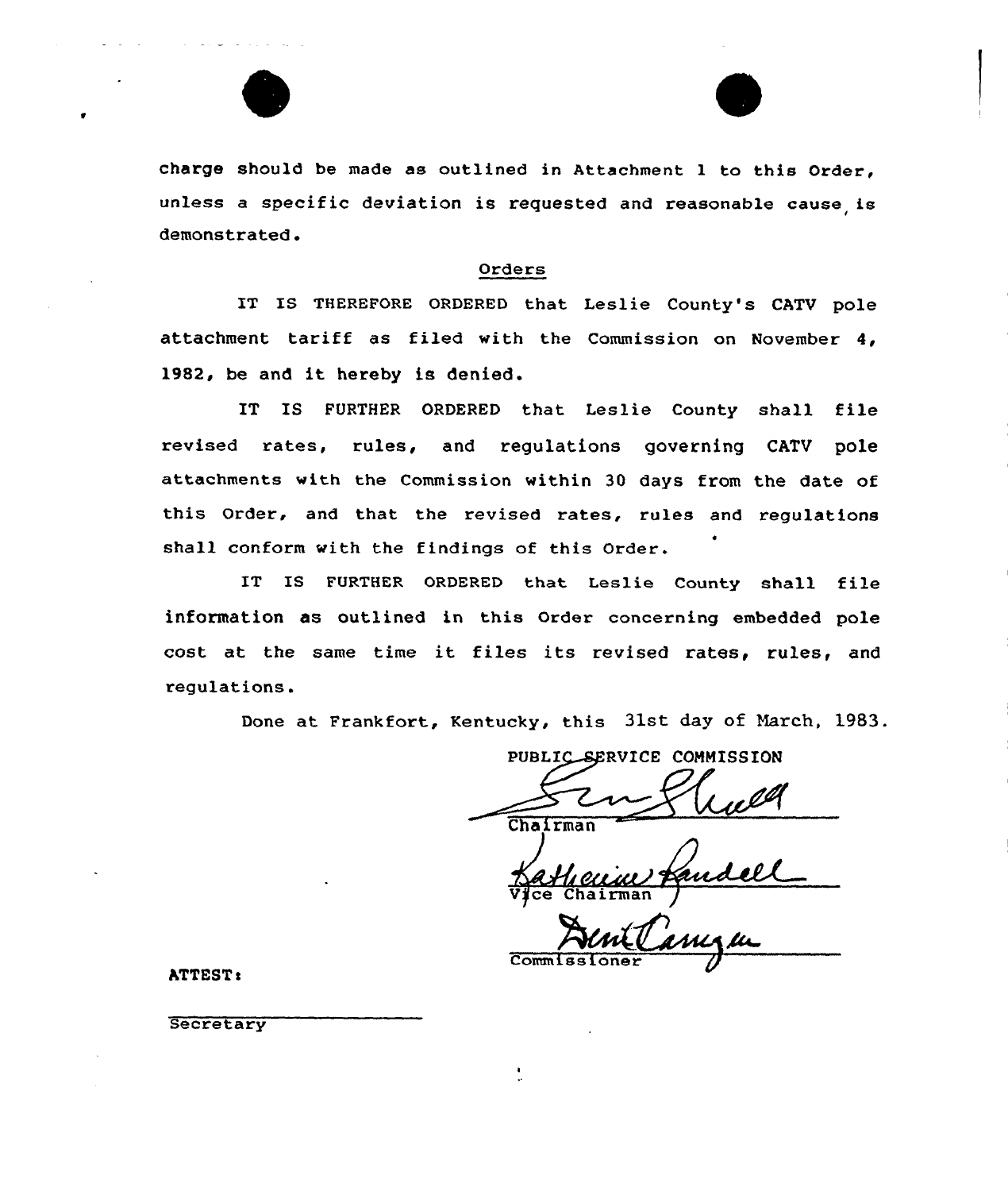charge should be made as outlined in Attachment 1 to this Order, unless a specific deviation is requested and reasonable cause is demonstrated.

## Orders

IT IS THEREFORE ORDERED that Leslie County's CATV pole attachment tariff as filed with the Commission on November 4, 1982, be and it hereby is denied.

IT IS FURTHER ORDERED that Leslie County shall file revised rates, rules, and regulations governing CATV pole attachments with the Commission within 30 days from the date of this Order, and that the revised rates, rules and regulations shall conform with the findings of this Order.

IT IS FURTHER ORDERED that Leslie County shall file information as outlined in this Order concerning embedded pole cost at the same time it files its revised rates, rules, and regulations.

Done at Frankfort, Kentucky, this 31st day of March, 1983.

PUBLIC SERVICE COMMISSION

Chairman

Vice Chairman

Commissioner

ATTEST:

Secretary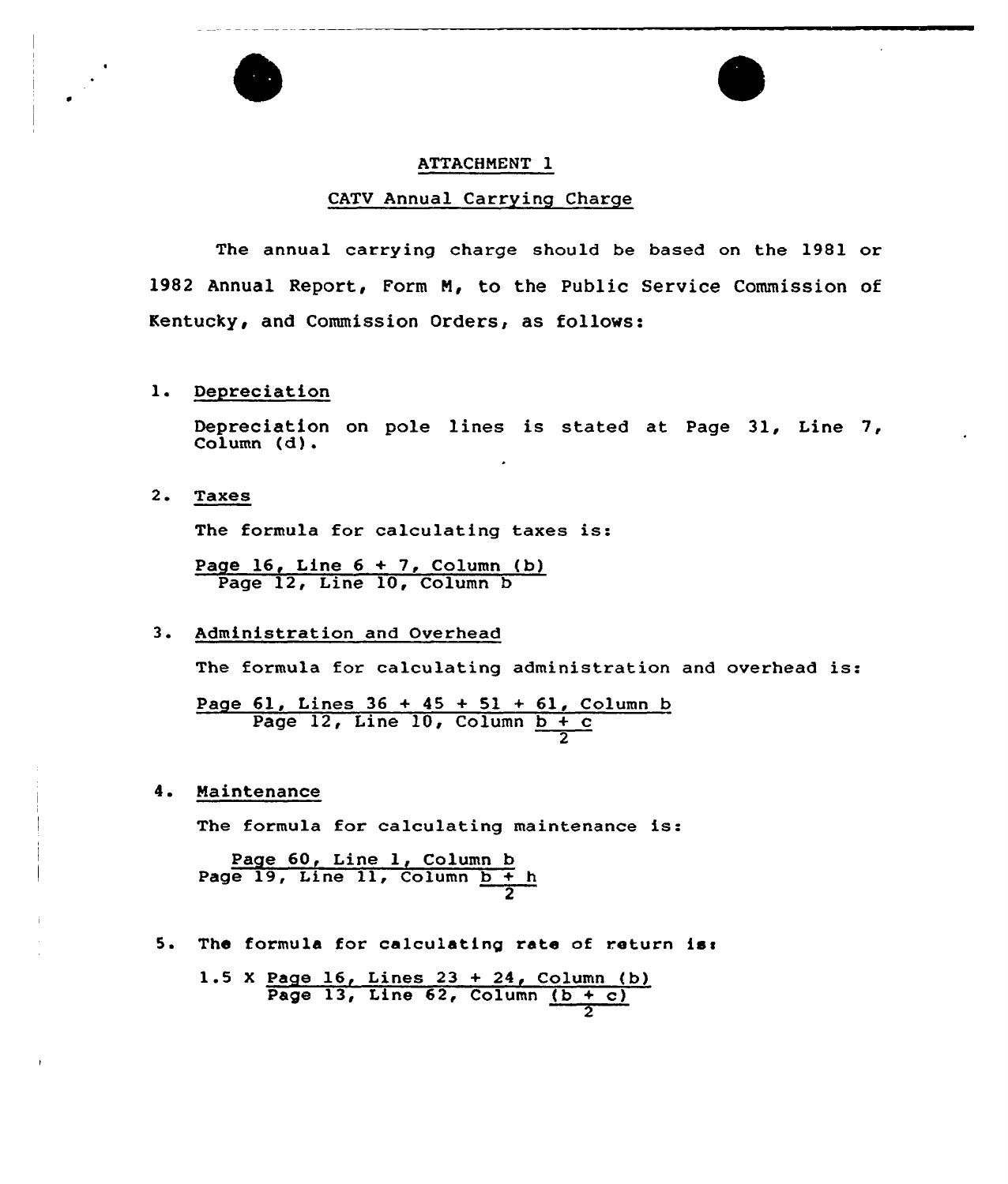# ATTACHMENT 1

## CATV Annual Carrying Charge

The annual carrying charge should be based on the 1981 or 1982 Annual Report, Form M, to the Public Service Commission of Kentucky, and Commission Orders, as follows:

1. Depreciation

   Depreciation on pole lines is stated at Page 31, Line 7, Column (d).

2. Taxes

   The formula for calculating taxes is:

   $$\frac{\text{Page 16, Line 6 + 7, Column (b)}}{\text{Page 12, Line 10, Column b}}$$

3. Administration and Overhead

   The formula for calculating administration and overhead is:

   $$\frac{\text{Page 61, Lines 36 + 45 + 51 + 61, Column b}}{\text{Page 12, Line 10, Column } \frac{b + c}{2}}$$

4. Maintenance

   The formula for calculating maintenance is:

   $$\frac{\text{Page 60, Line 1, Column b}}{\text{Page 19, Line 11, Column } \frac{b + h}{2}}$$

5. The formula for calculating rate of return is:

   $$1.5 \times \frac{\text{Page 16, Lines 23 + 24, Column (b)}}{\text{Page 13, Line 62, Column } \frac{(b + c)}{2}}$$